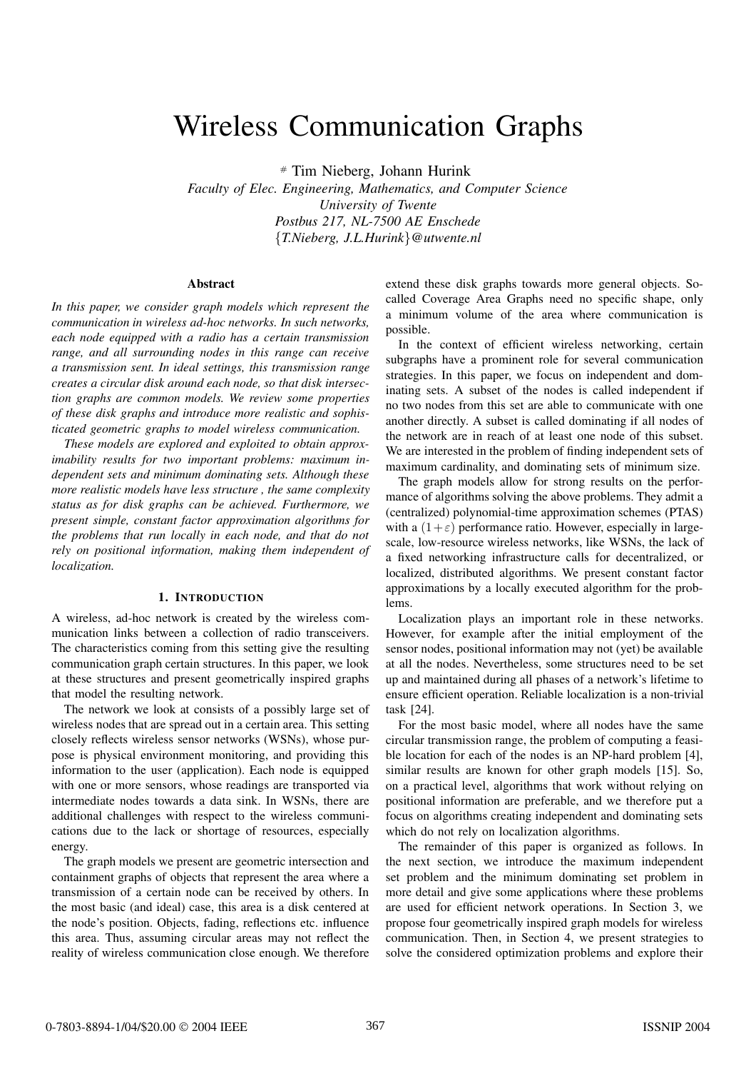# Wireless Communication Graphs

# Tim Nieberg, Johann Hurink

*Faculty of Elec. Engineering, Mathematics, and Computer Science*
*University of Twente*
*Postbus 217, NL-7500 AE Enschede*
*{T.Nieberg, J.L.Hurink}@utwente.nl*

### Abstract

*In this paper, we consider graph models which represent the communication in wireless ad-hoc networks. In such networks, each node equipped with a radio has a certain transmission range, and all surrounding nodes in this range can receive a transmission sent. In ideal settings, this transmission range creates a circular disk around each node, so that disk intersection graphs are common models. We review some properties of these disk graphs and introduce more realistic and sophisticated geometric graphs to model wireless communication.*

*These models are explored and exploited to obtain approximability results for two important problems: maximum independent sets and minimum dominating sets. Although these more realistic models have less structure , the same complexity status as for disk graphs can be achieved. Furthermore, we present simple, constant factor approximation algorithms for the problems that run locally in each node, and that do not rely on positional information, making them independent of localization.*

## 1. Introduction

A wireless, ad-hoc network is created by the wireless communication links between a collection of radio transceivers. The characteristics coming from this setting give the resulting communication graph certain structures. In this paper, we look at these structures and present geometrically inspired graphs that model the resulting network.

The network we look at consists of a possibly large set of wireless nodes that are spread out in a certain area. This setting closely reflects wireless sensor networks (WSNs), whose purpose is physical environment monitoring, and providing this information to the user (application). Each node is equipped with one or more sensors, whose readings are transported via intermediate nodes towards a data sink. In WSNs, there are additional challenges with respect to the wireless communications due to the lack or shortage of resources, especially energy.

The graph models we present are geometric intersection and containment graphs of objects that represent the area where a transmission of a certain node can be received by others. In the most basic (and ideal) case, this area is a disk centered at the node's position. Objects, fading, reflections etc. influence this area. Thus, assuming circular areas may not reflect the reality of wireless communication close enough. We therefore extend these disk graphs towards more general objects. So-called Coverage Area Graphs need no specific shape, only a minimum volume of the area where communication is possible.

In the context of efficient wireless networking, certain subgraphs have a prominent role for several communication strategies. In this paper, we focus on independent and dominating sets. A subset of the nodes is called independent if no two nodes from this set are able to communicate with one another directly. A subset is called dominating if all nodes of the network are in reach of at least one node of this subset. We are interested in the problem of finding independent sets of maximum cardinality, and dominating sets of minimum size.

The graph models allow for strong results on the performance of algorithms solving the above problems. They admit a (centralized) polynomial-time approximation schemes (PTAS) with a $(1+\varepsilon)$ performance ratio. However, especially in large-scale, low-resource wireless networks, like WSNs, the lack of a fixed networking infrastructure calls for decentralized, or localized, distributed algorithms. We present constant factor approximations by a locally executed algorithm for the problems.

Localization plays an important role in these networks. However, for example after the initial employment of the sensor nodes, positional information may not (yet) be available at all the nodes. Nevertheless, some structures need to be set up and maintained during all phases of a network's lifetime to ensure efficient operation. Reliable localization is a non-trivial task [24].

For the most basic model, where all nodes have the same circular transmission range, the problem of computing a feasible location for each of the nodes is an NP-hard problem [4], similar results are known for other graph models [15]. So, on a practical level, algorithms that work without relying on positional information are preferable, and we therefore put a focus on algorithms creating independent and dominating sets which do not rely on localization algorithms.

The remainder of this paper is organized as follows. In the next section, we introduce the maximum independent set problem and the minimum dominating set problem in more detail and give some applications where these problems are used for efficient network operations. In Section 3, we propose four geometrically inspired graph models for wireless communication. Then, in Section 4, we present strategies to solve the considered optimization problems and explore their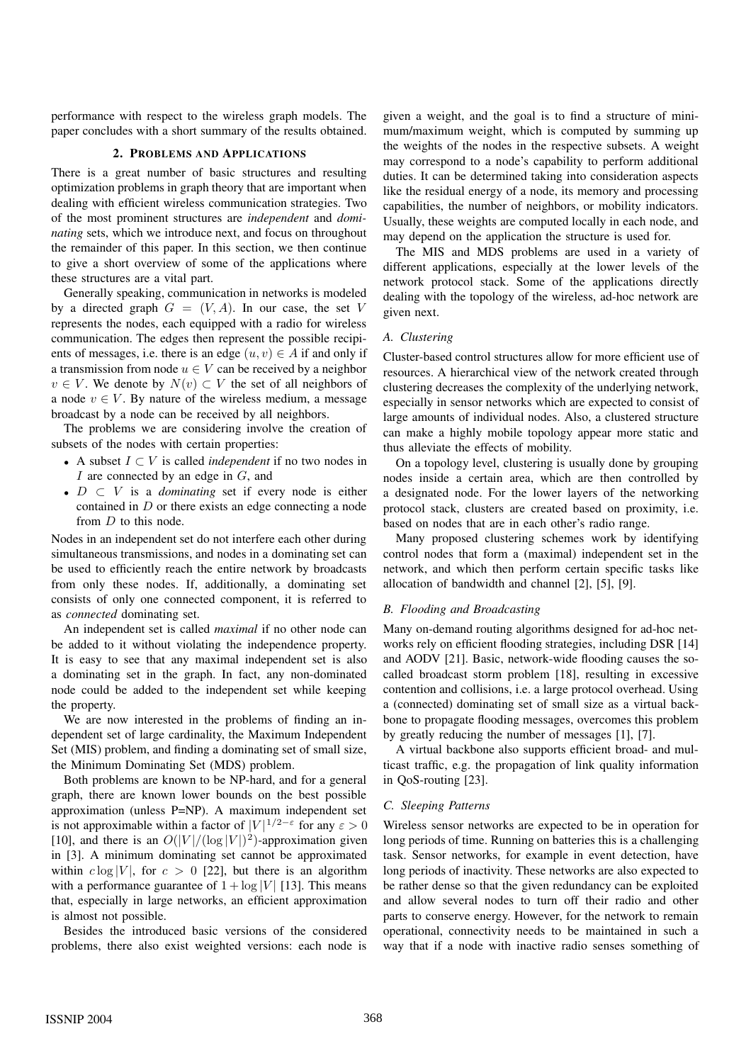performance with respect to the wireless graph models. The paper concludes with a short summary of the results obtained.

## 2. Problems and Applications

There is a great number of basic structures and resulting optimization problems in graph theory that are important when dealing with efficient wireless communication strategies. Two of the most prominent structures are *independent* and *dominating* sets, which we introduce next, and focus on throughout the remainder of this paper. In this section, we then continue to give a short overview of some of the applications where these structures are a vital part.

Generally speaking, communication in networks is modeled by a directed graph $G = (V, A)$. In our case, the set $V$ represents the nodes, each equipped with a radio for wireless communication. The edges then represent the possible recipients of messages, i.e. there is an edge $(u, v) \in A$ if and only if a transmission from node $u \in V$ can be received by a neighbor $v \in V$. We denote by $N(v) \subset V$ the set of all neighbors of a node $v \in V$. By nature of the wireless medium, a message broadcast by a node can be received by all neighbors.

The problems we are considering involve the creation of subsets of the nodes with certain properties:

- A subset $I \subset V$ is called *independent* if no two nodes in $I$ are connected by an edge in $G$, and
- $D \subset V$ is a *dominating* set if every node is either contained in $D$ or there exists an edge connecting a node from $D$ to this node.

Nodes in an independent set do not interfere each other during simultaneous transmissions, and nodes in a dominating set can be used to efficiently reach the entire network by broadcasts from only these nodes. If, additionally, a dominating set consists of only one connected component, it is referred to as *connected* dominating set.

An independent set is called *maximal* if no other node can be added to it without violating the independence property. It is easy to see that any maximal independent set is also a dominating set in the graph. In fact, any non-dominated node could be added to the independent set while keeping the property.

We are now interested in the problems of finding an independent set of large cardinality, the Maximum Independent Set (MIS) problem, and finding a dominating set of small size, the Minimum Dominating Set (MDS) problem.

Both problems are known to be NP-hard, and for a general graph, there are known lower bounds on the best possible approximation (unless P=NP). A maximum independent set is not approximable within a factor of $|V|^{1/2-\varepsilon}$ for any $\varepsilon > 0$ [10], and there is an $O(|V|/(\log |V|)^2)$-approximation given in [3]. A minimum dominating set cannot be approximated within $c \log |V|$, for $c > 0$ [22], but there is an algorithm with a performance guarantee of $1 + \log |V|$ [13]. This means that, especially in large networks, an efficient approximation is almost not possible.

Besides the introduced basic versions of the considered problems, there also exist weighted versions: each node is given a weight, and the goal is to find a structure of minimum/maximum weight, which is computed by summing up the weights of the nodes in the respective subsets. A weight may correspond to a node's capability to perform additional duties. It can be determined taking into consideration aspects like the residual energy of a node, its memory and processing capabilities, the number of neighbors, or mobility indicators. Usually, these weights are computed locally in each node, and may depend on the application the structure is used for.

The MIS and MDS problems are used in a variety of different applications, especially at the lower levels of the network protocol stack. Some of the applications directly dealing with the topology of the wireless, ad-hoc network are given next.

### A. Clustering

Cluster-based control structures allow for more efficient use of resources. A hierarchical view of the network created through clustering decreases the complexity of the underlying network, especially in sensor networks which are expected to consist of large amounts of individual nodes. Also, a clustered structure can make a highly mobile topology appear more static and thus alleviate the effects of mobility.

On a topology level, clustering is usually done by grouping nodes inside a certain area, which are then controlled by a designated node. For the lower layers of the networking protocol stack, clusters are created based on proximity, i.e. based on nodes that are in each other's radio range.

Many proposed clustering schemes work by identifying control nodes that form a (maximal) independent set in the network, and which then perform certain specific tasks like allocation of bandwidth and channel [2], [5], [9].

### B. Flooding and Broadcasting

Many on-demand routing algorithms designed for ad-hoc networks rely on efficient flooding strategies, including DSR [14] and AODV [21]. Basic, network-wide flooding causes the so-called broadcast storm problem [18], resulting in excessive contention and collisions, i.e. a large protocol overhead. Using a (connected) dominating set of small size as a virtual backbone to propagate flooding messages, overcomes this problem by greatly reducing the number of messages [1], [7].

A virtual backbone also supports efficient broad- and multicast traffic, e.g. the propagation of link quality information in QoS-routing [23].

### C. Sleeping Patterns

Wireless sensor networks are expected to be in operation for long periods of time. Running on batteries this is a challenging task. Sensor networks, for example in event detection, have long periods of inactivity. These networks are also expected to be rather dense so that the given redundancy can be exploited and allow several nodes to turn off their radio and other parts to conserve energy. However, for the network to remain operational, connectivity needs to be maintained in such a way that if a node with inactive radio senses something of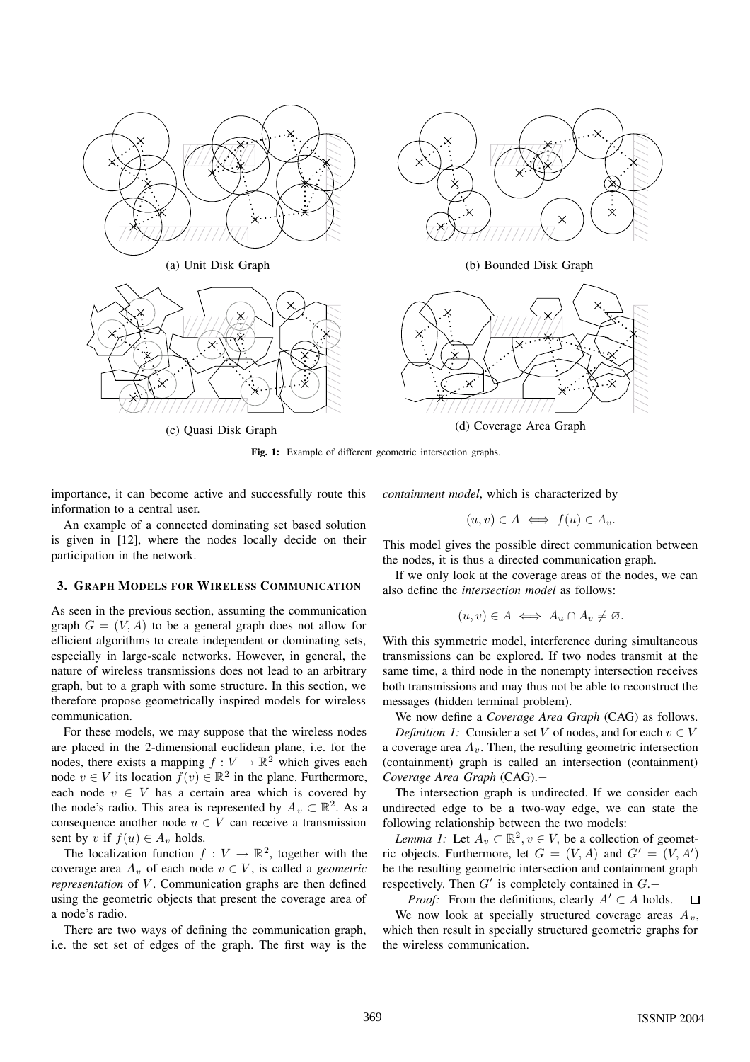(a) Unit Disk Graph

(b) Bounded Disk Graph

(c) Quasi Disk Graph

(d) Coverage Area Graph

**Fig. 1:** Example of different geometric intersection graphs.

importance, it can become active and successfully route this information to a central user.

An example of a connected dominating set based solution is given in [12], where the nodes locally decide on their participation in the network.

### 3. Graph Models for Wireless Communication

As seen in the previous section, assuming the communication graph $G = (V, A)$ to be a general graph does not allow for efficient algorithms to create independent or dominating sets, especially in large-scale networks. However, in general, the nature of wireless transmissions does not lead to an arbitrary graph, but to a graph with some structure. In this section, we therefore propose geometrically inspired models for wireless communication.

For these models, we may suppose that the wireless nodes are placed in the 2-dimensional euclidean plane, i.e. for the nodes, there exists a mapping $f : V \to \mathbb{R}^2$ which gives each node $v \in V$ its location $f(v) \in \mathbb{R}^2$ in the plane. Furthermore, each node $v \in V$ has a certain area which is covered by the node's radio. This area is represented by $A_v \subset \mathbb{R}^2$. As a consequence another node $u \in V$ can receive a transmission sent by $v$ if $f(u) \in A_v$ holds.

The localization function $f : V \to \mathbb{R}^2$, together with the coverage area $A_v$ of each node $v \in V$, is called a *geometric representation* of $V$. Communication graphs are then defined using the geometric objects that present the coverage area of a node's radio.

There are two ways of defining the communication graph, i.e. the set set of edges of the graph. The first way is the *containment model*, which is characterized by

$$(u, v) \in A \iff f(u) \in A_v.$$

This model gives the possible direct communication between the nodes, it is thus a directed communication graph.

If we only look at the coverage areas of the nodes, we can also define the *intersection model* as follows:

$$(u, v) \in A \iff A_u \cap A_v \neq \varnothing.$$

With this symmetric model, interference during simultaneous transmissions can be explored. If two nodes transmit at the same time, a third node in the nonempty intersection receives both transmissions and may thus not be able to reconstruct the messages (hidden terminal problem).

We now define a *Coverage Area Graph* (CAG) as follows.

*Definition 1:* Consider a set $V$ of nodes, and for each $v \in V$ a coverage area $A_v$. Then, the resulting geometric intersection (containment) graph is called an intersection (containment) *Coverage Area Graph* (CAG).−

The intersection graph is undirected. If we consider each undirected edge to be a two-way edge, we can state the following relationship between the two models:

*Lemma 1:* Let $A_v \subset \mathbb{R}^2, v \in V$, be a collection of geometric objects. Furthermore, let $G = (V, A)$ and $G' = (V, A')$ be the resulting geometric intersection and containment graph respectively. Then $G'$ is completely contained in $G$.−

*Proof:* From the definitions, clearly $A' \subset A$ holds. □

We now look at specially structured coverage areas $A_v$, which then result in specially structured geometric graphs for the wireless communication.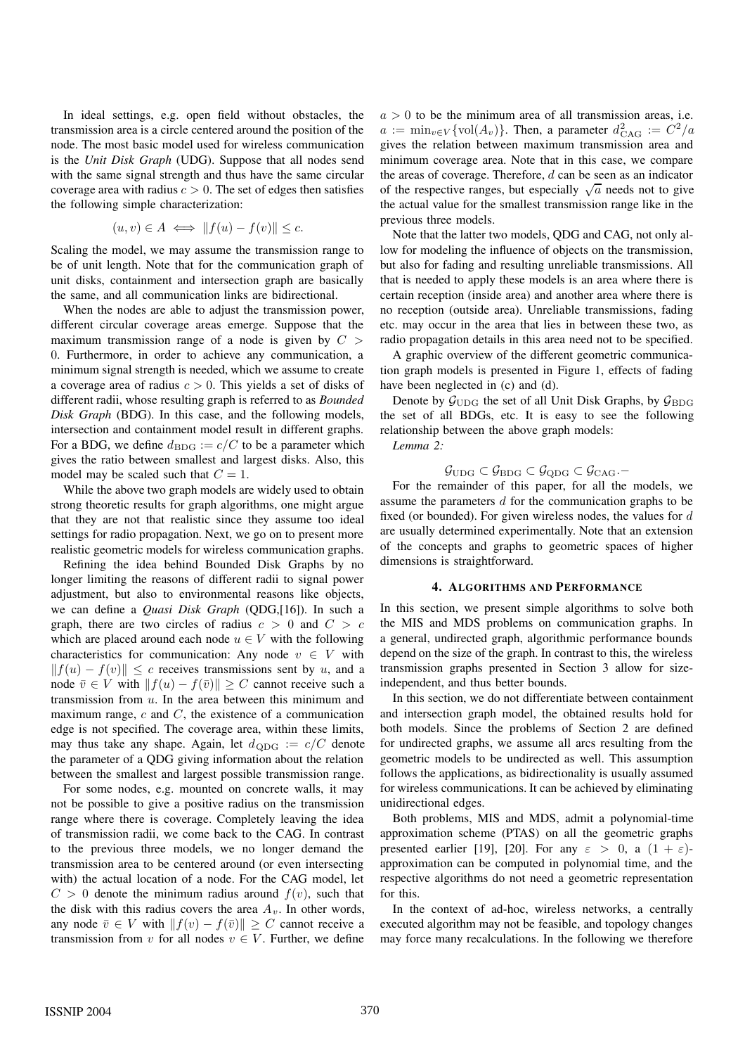In ideal settings, e.g. open field without obstacles, the transmission area is a circle centered around the position of the node. The most basic model used for wireless communication is the *Unit Disk Graph* (UDG). Suppose that all nodes send with the same signal strength and thus have the same circular coverage area with radius $c > 0$. The set of edges then satisfies the following simple characterization:

$$(u, v) \in A \iff \|f(u) - f(v)\| \leq c.$$

Scaling the model, we may assume the transmission range to be of unit length. Note that for the communication graph of unit disks, containment and intersection graph are basically the same, and all communication links are bidirectional.

When the nodes are able to adjust the transmission power, different circular coverage areas emerge. Suppose that the maximum transmission range of a node is given by $C > 0$. Furthermore, in order to achieve any communication, a minimum signal strength is needed, which we assume to create a coverage area of radius $c > 0$. This yields a set of disks of different radii, whose resulting graph is referred to as *Bounded Disk Graph* (BDG). In this case, and the following models, intersection and containment model result in different graphs. For a BDG, we define $d_{\text{BDG}} := c/C$ to be a parameter which gives the ratio between smallest and largest disks. Also, this model may be scaled such that $C = 1$.

While the above two graph models are widely used to obtain strong theoretic results for graph algorithms, one might argue that they are not that realistic since they assume too ideal settings for radio propagation. Next, we go on to present more realistic geometric models for wireless communication graphs.

Refining the idea behind Bounded Disk Graphs by no longer limiting the reasons of different radii to signal power adjustment, but also to environmental reasons like objects, we can define a *Quasi Disk Graph* (QDG,[16]). In such a graph, there are two circles of radius $c > 0$ and $C > c$ which are placed around each node $u \in V$ with the following characteristics for communication: Any node $v \in V$ with $\|f(u) - f(v)\| \leq c$ receives transmissions sent by $u$, and a node $\bar{v} \in V$ with $\|f(u) - f(\bar{v})\| \geq C$ cannot receive such a transmission from $u$. In the area between this minimum and maximum range, $c$ and $C$, the existence of a communication edge is not specified. The coverage area, within these limits, may thus take any shape. Again, let $d_{\text{QDG}} := c/C$ denote the parameter of a QDG giving information about the relation between the smallest and largest possible transmission range.

For some nodes, e.g. mounted on concrete walls, it may not be possible to give a positive radius on the transmission range where there is coverage. Completely leaving the idea of transmission radii, we come back to the CAG. In contrast to the previous three models, we no longer demand the transmission area to be centered around (or even intersecting with) the actual location of a node. For the CAG model, let $C > 0$ denote the minimum radius around $f(v)$, such that the disk with this radius covers the area $A_v$. In other words, any node $\bar{v} \in V$ with $\|f(v) - f(\bar{v})\| \geq C$ cannot receive a transmission from $v$ for all nodes $v \in V$. Further, we define $a > 0$ to be the minimum area of all transmission areas, i.e. $a := \min_{v \in V}\{\text{vol}(A_v)\}$. Then, a parameter $d^2_{\text{CAG}} := C^2/a$ gives the relation between maximum transmission area and minimum coverage area. Note that in this case, we compare the areas of coverage. Therefore, $d$ can be seen as an indicator of the respective ranges, but especially $\sqrt{a}$ needs not to give the actual value for the smallest transmission range like in the previous three models.

Note that the latter two models, QDG and CAG, not only allow for modeling the influence of objects on the transmission, but also for fading and resulting unreliable transmissions. All that is needed to apply these models is an area where there is certain reception (inside area) and another area where there is no reception (outside area). Unreliable transmissions, fading etc. may occur in the area that lies in between these two, as radio propagation details in this area need not to be specified.

A graphic overview of the different geometric communication graph models is presented in Figure 1, effects of fading have been neglected in (c) and (d).

Denote by $\mathcal{G}_{\text{UDG}}$ the set of all Unit Disk Graphs, by $\mathcal{G}_{\text{BDG}}$ the set of all BDGs, etc. It is easy to see the following relationship between the above graph models:

*Lemma 2:*

$$\mathcal{G}_{\text{UDG}} \subset \mathcal{G}_{\text{BDG}} \subset \mathcal{G}_{\text{QDG}} \subset \mathcal{G}_{\text{CAG}}. -$$

For the remainder of this paper, for all the models, we assume the parameters $d$ for the communication graphs to be fixed (or bounded). For given wireless nodes, the values for $d$ are usually determined experimentally. Note that an extension of the concepts and graphs to geometric spaces of higher dimensions is straightforward.

## 4. Algorithms and Performance

In this section, we present simple algorithms to solve both the MIS and MDS problems on communication graphs. In a general, undirected graph, algorithmic performance bounds depend on the size of the graph. In contrast to this, the wireless transmission graphs presented in Section 3 allow for size-independent, and thus better bounds.

In this section, we do not differentiate between containment and intersection graph model, the obtained results hold for both models. Since the problems of Section 2 are defined for undirected graphs, we assume all arcs resulting from the geometric models to be undirected as well. This assumption follows the applications, as bidirectionality is usually assumed for wireless communications. It can be achieved by eliminating unidirectional edges.

Both problems, MIS and MDS, admit a polynomial-time approximation scheme (PTAS) on all the geometric graphs presented earlier [19], [20]. For any $\varepsilon > 0$, a $(1 + \varepsilon)$-approximation can be computed in polynomial time, and the respective algorithms do not need a geometric representation for this.

In the context of ad-hoc, wireless networks, a centrally executed algorithm may not be feasible, and topology changes may force many recalculations. In the following we therefore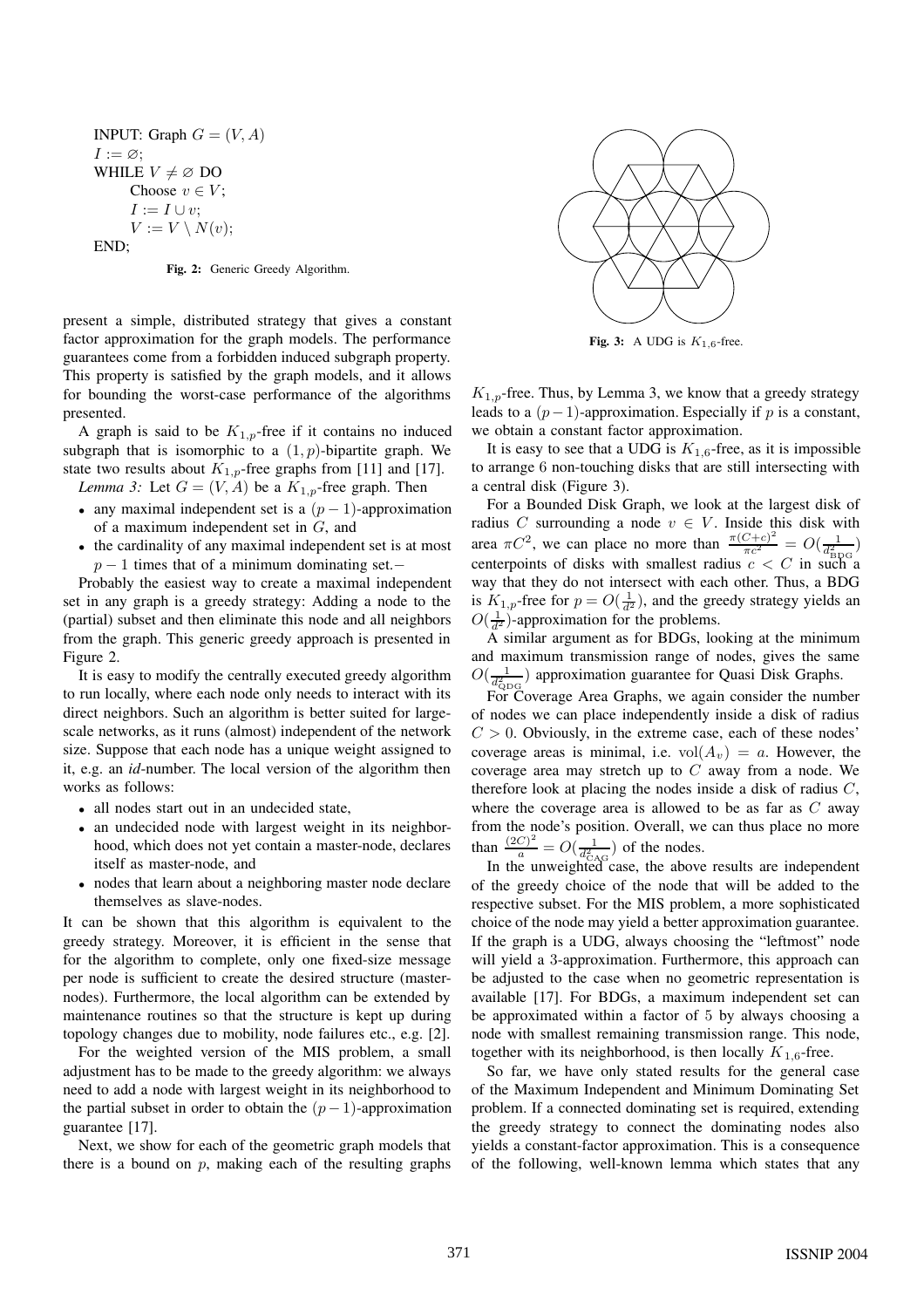```
INPUT: Graph G = (V, A)
I := ∅;
WHILE V ≠ ∅ DO
    Choose v ∈ V;
    I := I ∪ v;
    V := V \ N(v);
END;
```

**Fig. 2:** Generic Greedy Algorithm.

present a simple, distributed strategy that gives a constant factor approximation for the graph models. The performance guarantees come from a forbidden induced subgraph property. This property is satisfied by the graph models, and it allows for bounding the worst-case performance of the algorithms presented.

A graph is said to be $K_{1,p}$-free if it contains no induced subgraph that is isomorphic to a $(1, p)$-bipartite graph. We state two results about $K_{1,p}$-free graphs from [11] and [17].

*Lemma 3:* Let $G = (V, A)$ be a $K_{1,p}$-free graph. Then

- any maximal independent set is a $(p-1)$-approximation of a maximum independent set in $G$, and
- the cardinality of any maximal independent set is at most $p - 1$ times that of a minimum dominating set.−

Probably the easiest way to create a maximal independent set in any graph is a greedy strategy: Adding a node to the (partial) subset and then eliminate this node and all neighbors from the graph. This generic greedy approach is presented in Figure 2.

It is easy to modify the centrally executed greedy algorithm to run locally, where each node only needs to interact with its direct neighbors. Such an algorithm is better suited for large-scale networks, as it runs (almost) independent of the network size. Suppose that each node has a unique weight assigned to it, e.g. an *id*-number. The local version of the algorithm then works as follows:

- all nodes start out in an undecided state,
- an undecided node with largest weight in its neighborhood, which does not yet contain a master-node, declares itself as master-node, and
- nodes that learn about a neighboring master node declare themselves as slave-nodes.

It can be shown that this algorithm is equivalent to the greedy strategy. Moreover, it is efficient in the sense that for the algorithm to complete, only one fixed-size message per node is sufficient to create the desired structure (master-nodes). Furthermore, the local algorithm can be extended by maintenance routines so that the structure is kept up during topology changes due to mobility, node failures etc., e.g. [2].

For the weighted version of the MIS problem, a small adjustment has to be made to the greedy algorithm: we always need to add a node with largest weight in its neighborhood to the partial subset in order to obtain the $(p-1)$-approximation guarantee [17].

Next, we show for each of the geometric graph models that there is a bound on $p$, making each of the resulting graphs $K_{1,p}$-free. Thus, by Lemma 3, we know that a greedy strategy leads to a $(p-1)$-approximation. Especially if $p$ is a constant, we obtain a constant factor approximation.

**Fig. 3:** A UDG is $K_{1,6}$-free.

It is easy to see that a UDG is $K_{1,6}$-free, as it is impossible to arrange 6 non-touching disks that are still intersecting with a central disk (Figure 3).

For a Bounded Disk Graph, we look at the largest disk of radius $C$ surrounding a node $v \in V$. Inside this disk with area $\pi C^2$, we can place no more than $\frac{\pi(C+c)^2}{\pi c^2} = O(\frac{1}{d_{\text{BDG}}^2})$ centerpoints of disks with smallest radius $c < C$ in such a way that they do not intersect with each other. Thus, a BDG is $K_{1,p}$-free for $p = O(\frac{1}{d^2})$, and the greedy strategy yields an $O(\frac{1}{d^2})$-approximation for the problems.

A similar argument as for BDGs, looking at the minimum and maximum transmission range of nodes, gives the same $O(\frac{1}{d_{\text{QDG}}^2})$ approximation guarantee for Quasi Disk Graphs.

For Coverage Area Graphs, we again consider the number of nodes we can place independently inside a disk of radius $C > 0$. Obviously, in the extreme case, each of these nodes' coverage areas is minimal, i.e. $\text{vol}(A_v) = a$. However, the coverage area may stretch up to $C$ away from a node. We therefore look at placing the nodes inside a disk of radius $C$, where the coverage area is allowed to be as far as $C$ away from the node's position. Overall, we can thus place no more than $\frac{(2C)^2}{a} = O(\frac{1}{d_{\text{CAG}}^2})$ of the nodes.

In the unweighted case, the above results are independent of the greedy choice of the node that will be added to the respective subset. For the MIS problem, a more sophisticated choice of the node may yield a better approximation guarantee. If the graph is a UDG, always choosing the "leftmost" node will yield a 3-approximation. Furthermore, this approach can be adjusted to the case when no geometric representation is available [17]. For BDGs, a maximum independent set can be approximated within a factor of 5 by always choosing a node with smallest remaining transmission range. This node, together with its neighborhood, is then locally $K_{1,6}$-free.

So far, we have only stated results for the general case of the Maximum Independent and Minimum Dominating Set problem. If a connected dominating set is required, extending the greedy strategy to connect the dominating nodes also yields a constant-factor approximation. This is a consequence of the following, well-known lemma which states that any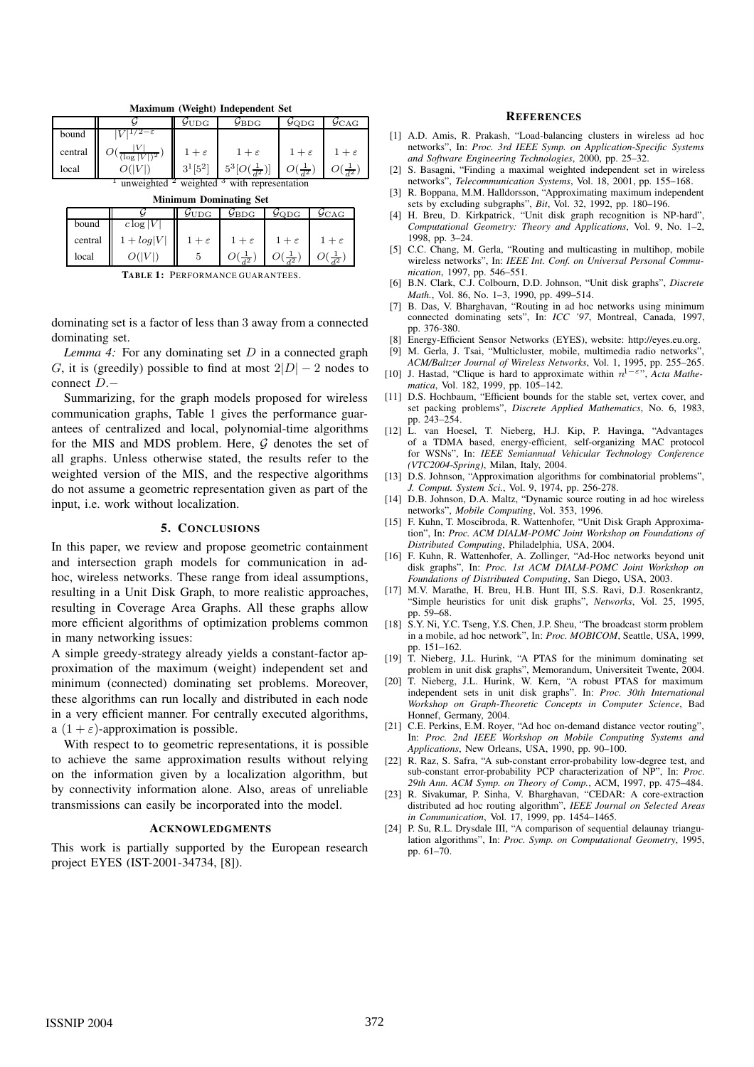**Maximum (Weight) Independent Set**

| | $\mathcal{G}$ | $\mathcal{G}_{\mathrm{UDG}}$ | $\mathcal{G}_{\mathrm{BDG}}$ | $\mathcal{G}_{\mathrm{QDG}}$ | $\mathcal{G}_{\mathrm{CAG}}$ |
|---|---|---|---|---|---|
| bound | $\lvert V\rvert^{1/2-\varepsilon}$ | | | | |
| central | $O(\frac{\lvert V\rvert}{(\log\lvert V\rvert)^2})$ | $1+\varepsilon$ | $1+\varepsilon$ | $1+\varepsilon$ | $1+\varepsilon$ |
| local | $O(\lvert V\rvert)$ | $3^1[5^2]$ | $5^3[O(\frac{1}{d^2})]$ | $O(\frac{1}{d^2})$ | $O(\frac{1}{d^2})$ |

[1] unweighted [2] weighted [3] with representation

**Minimum Dominating Set**

| | $\mathcal{G}$ | $\mathcal{G}_{\mathrm{UDG}}$ | $\mathcal{G}_{\mathrm{BDG}}$ | $\mathcal{G}_{\mathrm{QDG}}$ | $\mathcal{G}_{\mathrm{CAG}}$ |
|---|---|---|---|---|---|
| bound | $c\log\lvert V\rvert$ | | | | |
| central | $1+log\lvert V\rvert$ | $1+\varepsilon$ | $1+\varepsilon$ | $1+\varepsilon$ | $1+\varepsilon$ |
| local | $O(\lvert V\rvert)$ | 5 | $O(\frac{1}{d^2})$ | $O(\frac{1}{d^2})$ | $O(\frac{1}{d^2})$ |

**TABLE 1:** PERFORMANCE GUARANTEES.

dominating set is a factor of less than 3 away from a connected dominating set.

*Lemma 4:* For any dominating set $D$ in a connected graph $G$, it is (greedily) possible to find at most $2|D|-2$ nodes to connect $D$.−

Summarizing, for the graph models proposed for wireless communication graphs, Table 1 gives the performance guarantees of centralized and local, polynomial-time algorithms for the MIS and MDS problem. Here, $\mathcal{G}$ denotes the set of all graphs. Unless otherwise stated, the results refer to the weighted version of the MIS, and the respective algorithms do not assume a geometric representation given as part of the input, i.e. work without localization.

## 5. CONCLUSIONS

In this paper, we review and propose geometric containment and intersection graph models for communication in ad-hoc, wireless networks. These range from ideal assumptions, resulting in a Unit Disk Graph, to more realistic approaches, resulting in Coverage Area Graphs. All these graphs allow more efficient algorithms of optimization problems common in many networking issues:

A simple greedy-strategy already yields a constant-factor approximation of the maximum (weight) independent set and minimum (connected) dominating set problems. Moreover, these algorithms can run locally and distributed in each node in a very efficient manner. For centrally executed algorithms, a $(1+\varepsilon)$-approximation is possible.

With respect to to geometric representations, it is possible to achieve the same approximation results without relying on the information given by a localization algorithm, but by connectivity information alone. Also, areas of unreliable transmissions can easily be incorporated into the model.

## ACKNOWLEDGMENTS

This work is partially supported by the European research project EYES (IST-2001-34734, [8]).

## REFERENCES

[1] A.D. Amis, R. Prakash, "Load-balancing clusters in wireless ad hoc networks", In: *Proc. 3rd IEEE Symp. on Application-Specific Systems and Software Engineering Technologies*, 2000, pp. 25–32.

[2] S. Basagni, "Finding a maximal weighted independent set in wireless networks", *Telecommunication Systems*, Vol. 18, 2001, pp. 155–168.

[3] R. Boppana, M.M. Halldorsson, "Approximating maximum independent sets by excluding subgraphs", *Bit*, Vol. 32, 1992, pp. 180–196.

[4] H. Breu, D. Kirkpatrick, "Unit disk graph recognition is NP-hard", *Computational Geometry: Theory and Applications*, Vol. 9, No. 1–2, 1998, pp. 3–24.

[5] C.C. Chang, M. Gerla, "Routing and multicasting in multihop, mobile wireless networks", In: *IEEE Int. Conf. on Universal Personal Communication*, 1997, pp. 546–551.

[6] B.N. Clark, C.J. Colbourn, D.S. Johnson, "Unit disk graphs", *Discrete Math.*, Vol. 86, No. 1–3, 1990, pp. 499–514.

[7] B. Das, V. Bharghavan, "Routing in ad hoc networks using minimum connected dominating sets", In: *ICC '97*, Montreal, Canada, 1997, pp. 376-380.

[8] Energy-Efficient Sensor Networks (EYES), website: http://eyes.eu.org.

[9] M. Gerla, J. Tsai, "Multicluster, mobile, multimedia radio networks", *ACM/Baltzer Journal of Wireless Networks*, Vol. 1, 1995, pp. 255–265.

[10] J. Hastad, "Clique is hard to approximate within $n^{1-\varepsilon}$", *Acta Mathematica*, Vol. 182, 1999, pp. 105–142.

[11] D.S. Hochbaum, "Efficient bounds for the stable set, vertex cover, and set packing problems", *Discrete Applied Mathematics*, No. 6, 1983, pp. 243–254.

[12] L. van Hoesel, T. Nieberg, H.J. Kip, P. Havinga, "Advantages of a TDMA based, energy-efficient, self-organizing MAC protocol for WSNs", In: *IEEE Semiannual Vehicular Technology Conference (VTC2004-Spring)*, Milan, Italy, 2004.

[13] D.S. Johnson, "Approximation algorithms for combinatorial problems", *J. Comput. System Sci.*, Vol. 9, 1974, pp. 256-278.

[14] D.B. Johnson, D.A. Maltz, "Dynamic source routing in ad hoc wireless networks", *Mobile Computing*, Vol. 353, 1996.

[15] F. Kuhn, T. Moscibroda, R. Wattenhofer, "Unit Disk Graph Approximation", In: *Proc. ACM DIALM-POMC Joint Workshop on Foundations of Distributed Computing*, Philadelphia, USA, 2004.

[16] F. Kuhn, R. Wattenhofer, A. Zollinger, "Ad-Hoc networks beyond unit disk graphs", In: *Proc. 1st ACM DIALM-POMC Joint Workshop on Foundations of Distributed Computing*, San Diego, USA, 2003.

[17] M.V. Marathe, H. Breu, H.B. Hunt III, S.S. Ravi, D.J. Rosenkrantz, "Simple heuristics for unit disk graphs", *Networks*, Vol. 25, 1995, pp. 59–68.

[18] S.Y. Ni, Y.C. Tseng, Y.S. Chen, J.P. Sheu, "The broadcast storm problem in a mobile, ad hoc network", In: *Proc. MOBICOM*, Seattle, USA, 1999, pp. 151–162.

[19] T. Nieberg, J.L. Hurink, "A PTAS for the minimum dominating set problem in unit disk graphs", Memorandum, Universiteit Twente, 2004.

[20] T. Nieberg, J.L. Hurink, W. Kern, "A robust PTAS for maximum independent sets in unit disk graphs". In: *Proc. 30th International Workshop on Graph-Theoretic Concepts in Computer Science*, Bad Honnef, Germany, 2004.

[21] C.E. Perkins, E.M. Royer, "Ad hoc on-demand distance vector routing", In: *Proc. 2nd IEEE Workshop on Mobile Computing Systems and Applications*, New Orleans, USA, 1990, pp. 90–100.

[22] R. Raz, S. Safra, "A sub-constant error-probability low-degree test, and sub-constant error-probability PCP characterization of NP", In: *Proc. 29th Ann. ACM Symp. on Theory of Comp.*, ACM, 1997, pp. 475–484.

[23] R. Sivakumar, P. Sinha, V. Bharghavan, "CEDAR: A core-extraction distributed ad hoc routing algorithm", *IEEE Journal on Selected Areas in Communication*, Vol. 17, 1999, pp. 1454–1465.

[24] P. Su, R.L. Drysdale III, "A comparison of sequential delaunay triangulation algorithms", In: *Proc. Symp. on Computational Geometry*, 1995, pp. 61–70.